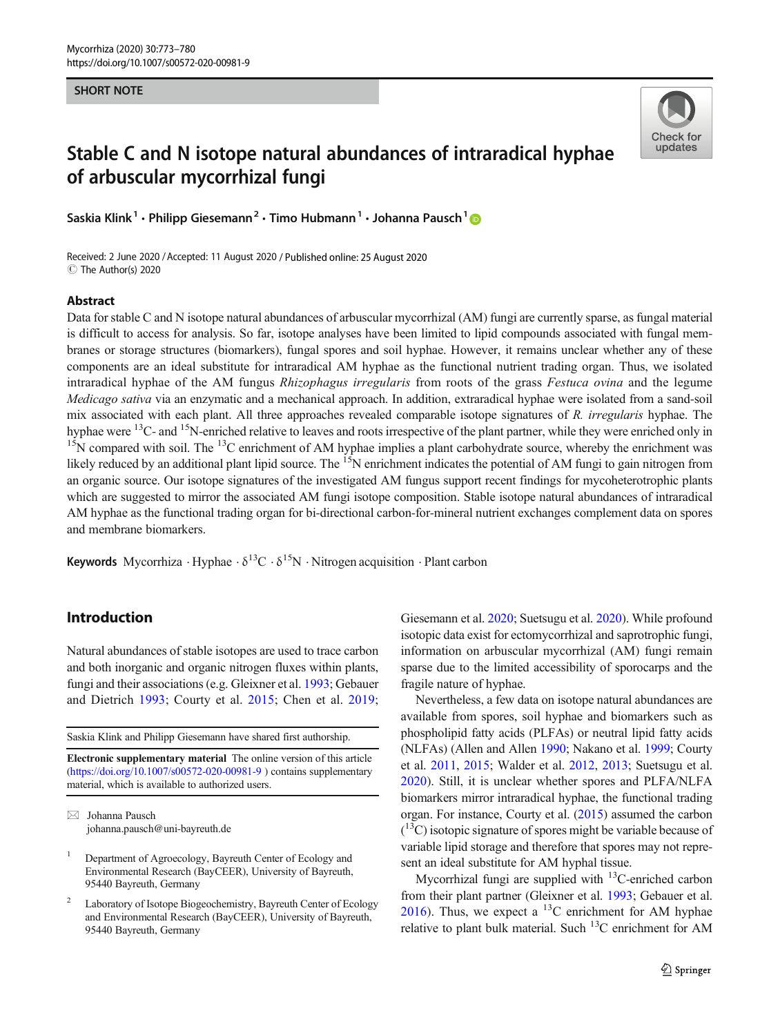SHORT NOTE

# Stable C and N isotope natural abundances of intraradical hyphae of arbuscular mycorrhizal fungi

Saskia Klink[1] · Philipp Giesemann[2] · Timo Hubmann[1] · Johanna Pausch[1]

Received: 2 June 2020 / Accepted: 11 August 2020 / Published online: 25 August 2020
© The Author(s) 2020

## Abstract

Data for stable C and N isotope natural abundances of arbuscular mycorrhizal (AM) fungi are currently sparse, as fungal material is difficult to access for analysis. So far, isotope analyses have been limited to lipid compounds associated with fungal membranes or storage structures (biomarkers), fungal spores and soil hyphae. However, it remains unclear whether any of these components are an ideal substitute for intraradical AM hyphae as the functional nutrient trading organ. Thus, we isolated intraradical hyphae of the AM fungus *Rhizophagus irregularis* from roots of the grass *Festuca ovina* and the legume *Medicago sativa* via an enzymatic and a mechanical approach. In addition, extraradical hyphae were isolated from a sand-soil mix associated with each plant. All three approaches revealed comparable isotope signatures of *R. irregularis* hyphae. The hyphae were $^{13}$C- and $^{15}$N-enriched relative to leaves and roots irrespective of the plant partner, while they were enriched only in $^{15}$N compared with soil. The $^{13}$C enrichment of AM hyphae implies a plant carbohydrate source, whereby the enrichment was likely reduced by an additional plant lipid source. The $^{15}$N enrichment indicates the potential of AM fungi to gain nitrogen from an organic source. Our isotope signatures of the investigated AM fungus support recent findings for mycoheterotrophic plants which are suggested to mirror the associated AM fungi isotope composition. Stable isotope natural abundances of intraradical AM hyphae as the functional trading organ for bi-directional carbon-for-mineral nutrient exchanges complement data on spores and membrane biomarkers.

**Keywords** Mycorrhiza · Hyphae · $\delta^{13}$C · $\delta^{15}$N · Nitrogen acquisition · Plant carbon

## Introduction

Natural abundances of stable isotopes are used to trace carbon and both inorganic and organic nitrogen fluxes within plants, fungi and their associations (e.g. Gleixner et al. 1993; Gebauer and Dietrich 1993; Courty et al. 2015; Chen et al. 2019; Giesemann et al. 2020; Suetsugu et al. 2020). While profound isotopic data exist for ectomycorrhizal and saprotrophic fungi, information on arbuscular mycorrhizal (AM) fungi remain sparse due to the limited accessibility of sporocarps and the fragile nature of hyphae.

Nevertheless, a few data on isotope natural abundances are available from spores, soil hyphae and biomarkers such as phospholipid fatty acids (PLFAs) or neutral lipid fatty acids (NLFAs) (Allen and Allen 1990; Nakano et al. 1999; Courty et al. 2011, 2015; Walder et al. 2012, 2013; Suetsugu et al. 2020). Still, it is unclear whether spores and PLFA/NLFA biomarkers mirror intraradical hyphae, the functional trading organ. For instance, Courty et al. (2015) assumed the carbon ($^{13}$C) isotopic signature of spores might be variable because of variable lipid storage and therefore that spores may not represent an ideal substitute for AM hyphal tissue.

Mycorrhizal fungi are supplied with $^{13}$C-enriched carbon from their plant partner (Gleixner et al. 1993; Gebauer et al. 2016). Thus, we expect a $^{13}$C enrichment for AM hyphae relative to plant bulk material. Such $^{13}$C enrichment for AM

---

Saskia Klink and Philipp Giesemann have shared first authorship.

**Electronic supplementary material** The online version of this article (https://doi.org/10.1007/s00572-020-00981-9) contains supplementary material, which is available to authorized users.

✉ Johanna Pausch
johanna.pausch@uni-bayreuth.de

[1] Department of Agroecology, Bayreuth Center of Ecology and Environmental Research (BayCEER), University of Bayreuth, 95440 Bayreuth, Germany

[2] Laboratory of Isotope Biogeochemistry, Bayreuth Center of Ecology and Environmental Research (BayCEER), University of Bayreuth, 95440 Bayreuth, Germany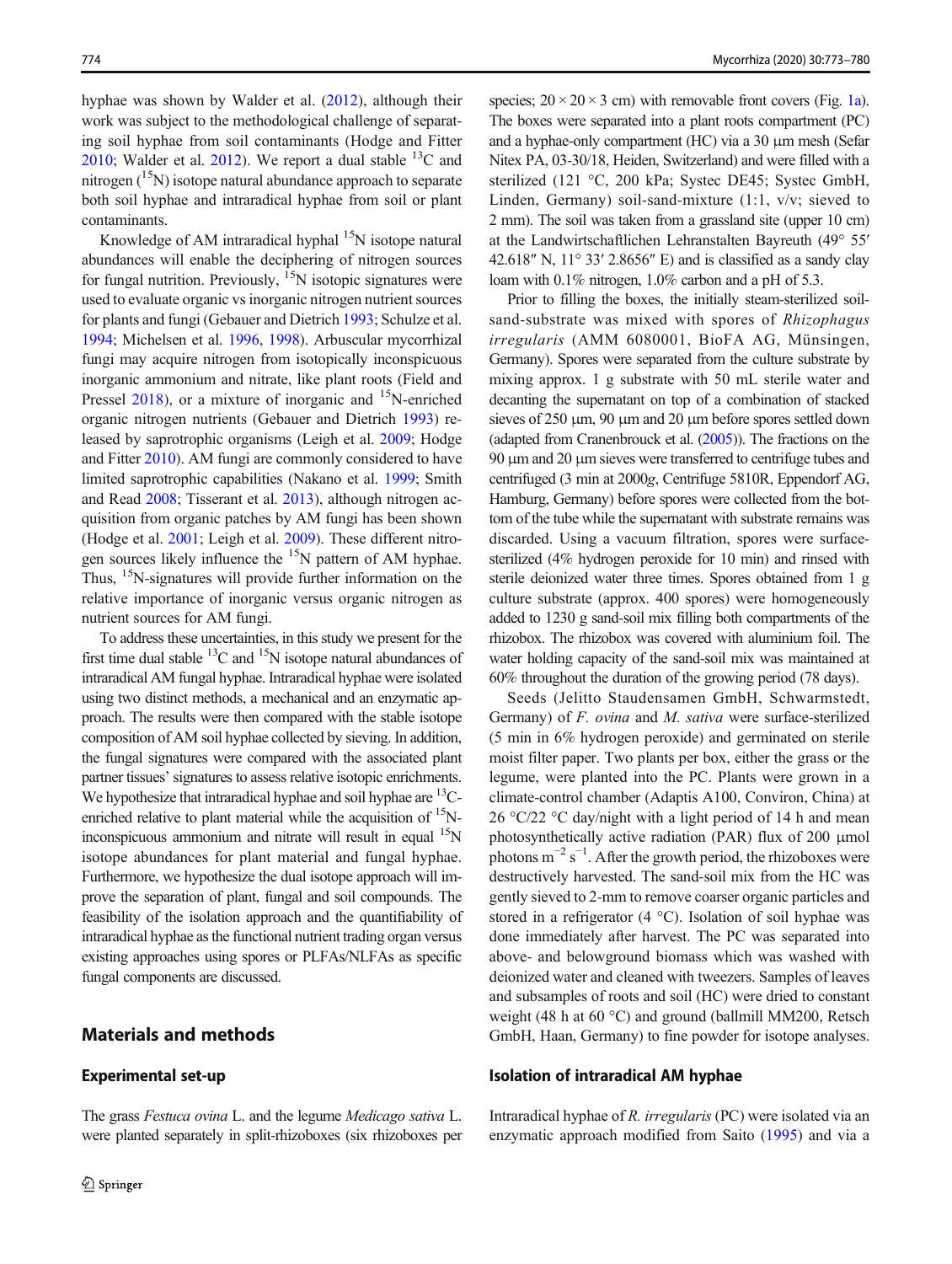hyphae was shown by Walder et al. (2012), although their work was subject to the methodological challenge of separating soil hyphae from soil contaminants (Hodge and Fitter 2010; Walder et al. 2012). We report a dual stable $^{13}C$ and nitrogen ($^{15}N$) isotope natural abundance approach to separate both soil hyphae and intraradical hyphae from soil or plant contaminants.

Knowledge of AM intraradical hyphal $^{15}N$ isotope natural abundances will enable the deciphering of nitrogen sources for fungal nutrition. Previously, $^{15}N$ isotopic signatures were used to evaluate organic vs inorganic nitrogen nutrient sources for plants and fungi (Gebauer and Dietrich 1993; Schulze et al. 1994; Michelsen et al. 1996, 1998). Arbuscular mycorrhizal fungi may acquire nitrogen from isotopically inconspicuous inorganic ammonium and nitrate, like plant roots (Field and Pressel 2018), or a mixture of inorganic and $^{15}N$-enriched organic nitrogen nutrients (Gebauer and Dietrich 1993) released by saprotrophic organisms (Leigh et al. 2009; Hodge and Fitter 2010). AM fungi are commonly considered to have limited saprotrophic capabilities (Nakano et al. 1999; Smith and Read 2008; Tisserant et al. 2013), although nitrogen acquisition from organic patches by AM fungi has been shown (Hodge et al. 2001; Leigh et al. 2009). These different nitrogen sources likely influence the $^{15}N$ pattern of AM hyphae. Thus, $^{15}N$-signatures will provide further information on the relative importance of inorganic versus organic nitrogen as nutrient sources for AM fungi.

To address these uncertainties, in this study we present for the first time dual stable $^{13}C$ and $^{15}N$ isotope natural abundances of intraradical AM fungal hyphae. Intraradical hyphae were isolated using two distinct methods, a mechanical and an enzymatic approach. The results were then compared with the stable isotope composition of AM soil hyphae collected by sieving. In addition, the fungal signatures were compared with the associated plant partner tissues' signatures to assess relative isotopic enrichments. We hypothesize that intraradical hyphae and soil hyphae are $^{13}C$-enriched relative to plant material while the acquisition of $^{15}N$-inconspicuous ammonium and nitrate will result in equal $^{15}N$ isotope abundances for plant material and fungal hyphae. Furthermore, we hypothesize the dual isotope approach will improve the separation of plant, fungal and soil compounds. The feasibility of the isolation approach and the quantifiability of intraradical hyphae as the functional nutrient trading organ versus existing approaches using spores or PLFAs/NLFAs as specific fungal components are discussed.

## Materials and methods

### Experimental set-up

The grass *Festuca ovina* L. and the legume *Medicago sativa* L. were planted separately in split-rhizoboxes (six rhizoboxes per species; 20 × 20 × 3 cm) with removable front covers (Fig. 1a). The boxes were separated into a plant roots compartment (PC) and a hyphae-only compartment (HC) via a 30 μm mesh (Sefar Nitex PA, 03-30/18, Heiden, Switzerland) and were filled with a sterilized (121 °C, 200 kPa; Systec DE45; Systec GmbH, Linden, Germany) soil-sand-mixture (1:1, v/v; sieved to 2 mm). The soil was taken from a grassland site (upper 10 cm) at the Landwirtschaftlichen Lehranstalten Bayreuth (49° 55′ 42.618″ N, 11° 33′ 2.8656″ E) and is classified as a sandy clay loam with 0.1% nitrogen, 1.0% carbon and a pH of 5.3.

Prior to filling the boxes, the initially steam-sterilized soil-sand-substrate was mixed with spores of *Rhizophagus irregularis* (AMM 6080001, BioFA AG, Münsingen, Germany). Spores were separated from the culture substrate by mixing approx. 1 g substrate with 50 mL sterile water and decanting the supernatant on top of a combination of stacked sieves of 250 μm, 90 μm and 20 μm before spores settled down (adapted from Cranenbrouck et al. (2005)). The fractions on the 90 μm and 20 μm sieves were transferred to centrifuge tubes and centrifuged (3 min at 2000*g*, Centrifuge 5810R, Eppendorf AG, Hamburg, Germany) before spores were collected from the bottom of the tube while the supernatant with substrate remains was discarded. Using a vacuum filtration, spores were surface-sterilized (4% hydrogen peroxide for 10 min) and rinsed with sterile deionized water three times. Spores obtained from 1 g culture substrate (approx. 400 spores) were homogeneously added to 1230 g sand-soil mix filling both compartments of the rhizobox. The rhizobox was covered with aluminium foil. The water holding capacity of the sand-soil mix was maintained at 60% throughout the duration of the growing period (78 days).

Seeds (Jelitto Staudensamen GmbH, Schwarmstedt, Germany) of *F. ovina* and *M. sativa* were surface-sterilized (5 min in 6% hydrogen peroxide) and germinated on sterile moist filter paper. Two plants per box, either the grass or the legume, were planted into the PC. Plants were grown in a climate-control chamber (Adaptis A100, Conviron, China) at 26 °C/22 °C day/night with a light period of 14 h and mean photosynthetically active radiation (PAR) flux of 200 μmol photons $m^{-2}$ $s^{-1}$. After the growth period, the rhizoboxes were destructively harvested. The sand-soil mix from the HC was gently sieved to 2-mm to remove coarser organic particles and stored in a refrigerator (4 °C). Isolation of soil hyphae was done immediately after harvest. The PC was separated into above- and belowground biomass which was washed with deionized water and cleaned with tweezers. Samples of leaves and subsamples of roots and soil (HC) were dried to constant weight (48 h at 60 °C) and ground (ballmill MM200, Retsch GmbH, Haan, Germany) to fine powder for isotope analyses.

### Isolation of intraradical AM hyphae

Intraradical hyphae of *R. irregularis* (PC) were isolated via an enzymatic approach modified from Saito (1995) and via a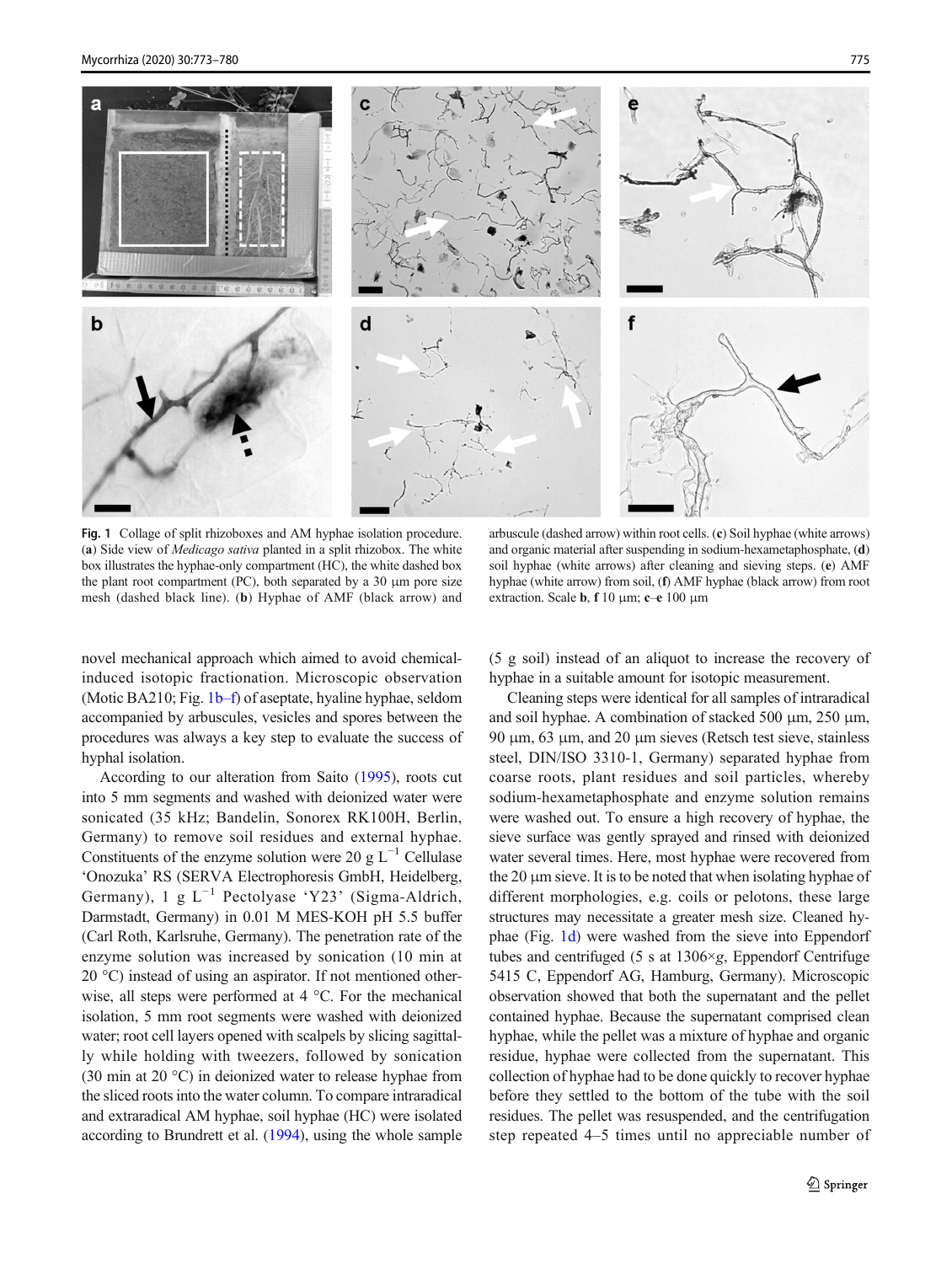**Fig. 1** Collage of split rhizoboxes and AM hyphae isolation procedure. (**a**) Side view of *Medicago sativa* planted in a split rhizobox. The white box illustrates the hyphae-only compartment (HC), the white dashed box the plant root compartment (PC), both separated by a 30 μm pore size mesh (dashed black line). (**b**) Hyphae of AMF (black arrow) and arbuscule (dashed arrow) within root cells. (**c**) Soil hyphae (white arrows) and organic material after suspending in sodium-hexametaphosphate, (**d**) soil hyphae (white arrows) after cleaning and sieving steps. (**e**) AMF hyphae (white arrow) from soil, (**f**) AMF hyphae (black arrow) from root extraction. Scale **b**, **f** 10 μm; **c**–**e** 100 μm

novel mechanical approach which aimed to avoid chemical-induced isotopic fractionation. Microscopic observation (Motic BA210; Fig. 1b–f) of aseptate, hyaline hyphae, seldom accompanied by arbuscules, vesicles and spores between the procedures was always a key step to evaluate the success of hyphal isolation.

According to our alteration from Saito (1995), roots cut into 5 mm segments and washed with deionized water were sonicated (35 kHz; Bandelin, Sonorex RK100H, Berlin, Germany) to remove soil residues and external hyphae. Constituents of the enzyme solution were 20 g $L^{-1}$ Cellulase 'Onozuka' RS (SERVA Electrophoresis GmbH, Heidelberg, Germany), 1 g $L^{-1}$ Pectolyase 'Y23' (Sigma-Aldrich, Darmstadt, Germany) in 0.01 M MES-KOH pH 5.5 buffer (Carl Roth, Karlsruhe, Germany). The penetration rate of the enzyme solution was increased by sonication (10 min at 20 °C) instead of using an aspirator. If not mentioned otherwise, all steps were performed at 4 °C. For the mechanical isolation, 5 mm root segments were washed with deionized water; root cell layers opened with scalpels by slicing sagittally while holding with tweezers, followed by sonication (30 min at 20 °C) in deionized water to release hyphae from the sliced roots into the water column. To compare intraradical and extraradical AM hyphae, soil hyphae (HC) were isolated according to Brundrett et al. (1994), using the whole sample (5 g soil) instead of an aliquot to increase the recovery of hyphae in a suitable amount for isotopic measurement.

Cleaning steps were identical for all samples of intraradical and soil hyphae. A combination of stacked 500 μm, 250 μm, 90 μm, 63 μm, and 20 μm sieves (Retsch test sieve, stainless steel, DIN/ISO 3310-1, Germany) separated hyphae from coarse roots, plant residues and soil particles, whereby sodium-hexametaphosphate and enzyme solution remains were washed out. To ensure a high recovery of hyphae, the sieve surface was gently sprayed and rinsed with deionized water several times. Here, most hyphae were recovered from the 20 μm sieve. It is to be noted that when isolating hyphae of different morphologies, e.g. coils or pelotons, these large structures may necessitate a greater mesh size. Cleaned hyphae (Fig. 1d) were washed from the sieve into Eppendorf tubes and centrifuged (5 s at 1306×*g*, Eppendorf Centrifuge 5415 C, Eppendorf AG, Hamburg, Germany). Microscopic observation showed that both the supernatant and the pellet contained hyphae. Because the supernatant comprised clean hyphae, while the pellet was a mixture of hyphae and organic residue, hyphae were collected from the supernatant. This collection of hyphae had to be done quickly to recover hyphae before they settled to the bottom of the tube with the soil residues. The pellet was resuspended, and the centrifugation step repeated 4–5 times until no appreciable number of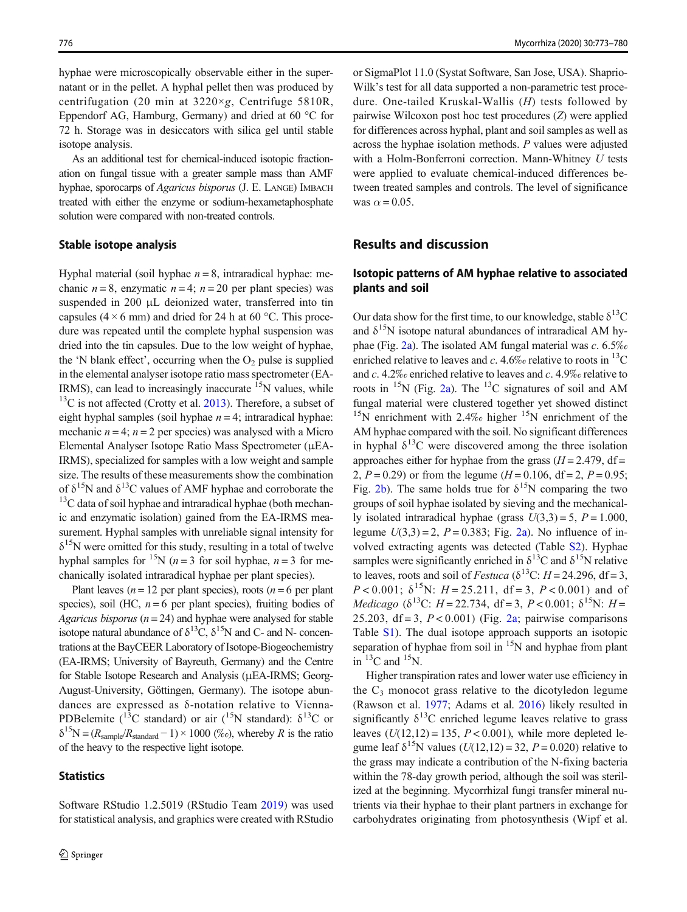hyphae were microscopically observable either in the supernatant or in the pellet. A hyphal pellet then was produced by centrifugation (20 min at 3220×g, Centrifuge 5810R, Eppendorf AG, Hamburg, Germany) and dried at 60 °C for 72 h. Storage was in desiccators with silica gel until stable isotope analysis.

As an additional test for chemical-induced isotopic fractionation on fungal tissue with a greater sample mass than AMF hyphae, sporocarps of *Agaricus bisporus* (J. E. Lange) Imbach treated with either the enzyme or sodium-hexametaphosphate solution were compared with non-treated controls.

### Stable isotope analysis

Hyphal material (soil hyphae $n = 8$, intraradical hyphae: mechanic $n = 8$, enzymatic $n = 4$; $n = 20$ per plant species) was suspended in 200 μL deionized water, transferred into tin capsules (4 × 6 mm) and dried for 24 h at 60 °C. This procedure was repeated until the complete hyphal suspension was dried into the tin capsules. Due to the low weight of hyphae, the 'N blank effect', occurring when the $O_2$ pulse is supplied in the elemental analyser isotope ratio mass spectrometer (EA-IRMS), can lead to increasingly inaccurate $^{15}$N values, while $^{13}$C is not affected (Crotty et al. 2013). Therefore, a subset of eight hyphal samples (soil hyphae $n = 4$; intraradical hyphae: mechanic $n = 4$; $n = 2$ per species) was analysed with a Micro Elemental Analyser Isotope Ratio Mass Spectrometer (μEA-IRMS), specialized for samples with a low weight and sample size. The results of these measurements show the combination of $\delta^{15}$N and $\delta^{13}$C values of AMF hyphae and corroborate the $^{13}$C data of soil hyphae and intraradical hyphae (both mechanic and enzymatic isolation) gained from the EA-IRMS measurement. Hyphal samples with unreliable signal intensity for $\delta^{15}$N were omitted for this study, resulting in a total of twelve hyphal samples for $^{15}$N ($n = 3$ for soil hyphae, $n = 3$ for mechanically isolated intraradical hyphae per plant species).

Plant leaves ($n = 12$ per plant species), roots ($n = 6$ per plant species), soil (HC, $n = 6$ per plant species), fruiting bodies of *Agaricus bisporus* ($n = 24$) and hyphae were analysed for stable isotope natural abundance of $\delta^{13}$C, $\delta^{15}$N and C- and N- concentrations at the BayCEER Laboratory of Isotope-Biogeochemistry (EA-IRMS; University of Bayreuth, Germany) and the Centre for Stable Isotope Research and Analysis (μEA-IRMS; Georg-August-University, Göttingen, Germany). The isotope abundances are expressed as δ-notation relative to Vienna-PDBelemite ($^{13}$C standard) or air ($^{15}$N standard): $\delta^{13}C$ or $\delta^{15}N = (R_{sample}/R_{standard} - 1) \times 1000$ (‰), whereby $R$ is the ratio of the heavy to the respective light isotope.

### Statistics

Software RStudio 1.2.5019 (RStudio Team 2019) was used for statistical analysis, and graphics were created with RStudio or SigmaPlot 11.0 (Systat Software, San Jose, USA). Shaprio-Wilk's test for all data supported a non-parametric test procedure. One-tailed Kruskal-Wallis ($H$) tests followed by pairwise Wilcoxon post hoc test procedures ($Z$) were applied for differences across hyphal, plant and soil samples as well as across the hyphae isolation methods. $P$ values were adjusted with a Holm-Bonferroni correction. Mann-Whitney $U$ tests were applied to evaluate chemical-induced differences between treated samples and controls. The level of significance was $\alpha = 0.05$.

## Results and discussion

### Isotopic patterns of AM hyphae relative to associated plants and soil

Our data show for the first time, to our knowledge, stable $\delta^{13}$C and $\delta^{15}$N isotope natural abundances of intraradical AM hyphae (Fig. 2a). The isolated AM fungal material was *c.* 6.5‰ enriched relative to leaves and *c.* 4.6‰ relative to roots in $^{13}$C and *c.* 4.2‰ enriched relative to leaves and *c.* 4.9‰ relative to roots in $^{15}$N (Fig. 2a). The $^{13}$C signatures of soil and AM fungal material were clustered together yet showed distinct $^{15}$N enrichment with 2.4‰ higher $^{15}$N enrichment of the AM hyphae compared with the soil. No significant differences in hyphal $\delta^{13}$C were discovered among the three isolation approaches either for hyphae from the grass ($H = 2.479$, df = 2, $P = 0.29$) or from the legume ($H = 0.106$, df = 2, $P = 0.95$; Fig. 2b). The same holds true for $\delta^{15}$N comparing the two groups of soil hyphae isolated by sieving and the mechanically isolated intraradical hyphae (grass $U(3,3) = 5$, $P = 1.000$, legume $U(3,3) = 2$, $P = 0.383$; Fig. 2a). No influence of involved extracting agents was detected (Table S2). Hyphae samples were significantly enriched in $\delta^{13}$C and $\delta^{15}$N relative to leaves, roots and soil of *Festuca* ($\delta^{13}$C: $H = 24.296$, df = 3, $P < 0.001$; $\delta^{15}$N: $H = 25.211$, df = 3, $P < 0.001$) and of *Medicago* ($\delta^{13}$C: $H = 22.734$, df = 3, $P < 0.001$; $\delta^{15}$N: $H = 25.203$, df = 3, $P < 0.001$) (Fig. 2a; pairwise comparisons Table S1). The dual isotope approach supports an isotopic separation of hyphae from soil in $^{15}$N and hyphae from plant in $^{13}$C and $^{15}$N.

Higher transpiration rates and lower water use efficiency in the $C_3$ monocot grass relative to the dicotyledon legume (Rawson et al. 1977; Adams et al. 2016) likely resulted in significantly $\delta^{13}$C enriched legume leaves relative to grass leaves ($U(12,12) = 135$, $P < 0.001$), while more depleted legume leaf $\delta^{15}$N values ($U(12,12) = 32$, $P = 0.020$) relative to the grass may indicate a contribution of the N-fixing bacteria within the 78-day growth period, although the soil was sterilized at the beginning. Mycorrhizal fungi transfer mineral nutrients via their hyphae to their plant partners in exchange for carbohydrates originating from photosynthesis (Wipf et al.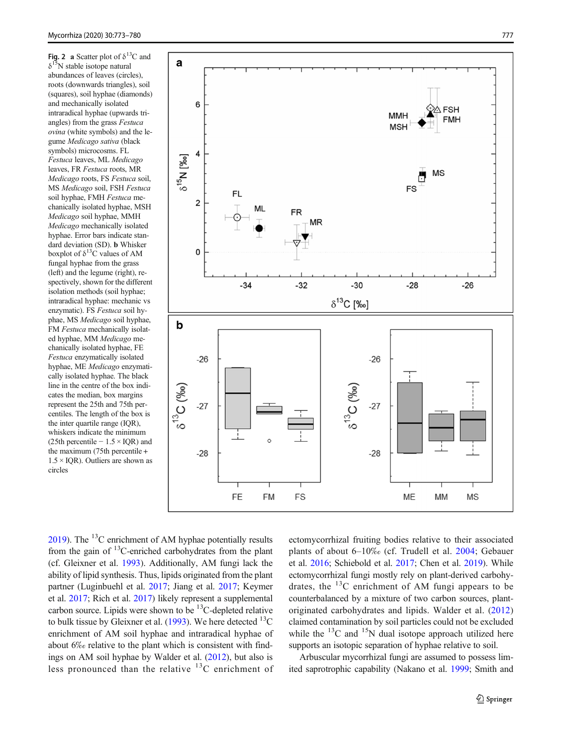**Fig. 2** **a** Scatter plot of $\delta^{13}C$ and $\delta^{15}N$ stable isotope natural abundances of leaves (circles), roots (downwards triangles), soil (squares), soil hyphae (diamonds) and mechanically isolated intraradical hyphae (upwards triangles) from the grass *Festuca ovina* (white symbols) and the legume *Medicago sativa* (black symbols) microcosms. FL *Festuca* leaves, ML *Medicago* leaves, FR *Festuca* roots, MR *Medicago* roots, FS *Festuca* soil, MS *Medicago* soil, FSH *Festuca* soil hyphae, FMH *Festuca* mechanically isolated hyphae, MSH *Medicago* soil hyphae, MMH *Medicago* mechanically isolated hyphae. Error bars indicate standard deviation (SD). **b** Whisker boxplot of $\delta^{13}C$ values of AM fungal hyphae from the grass (left) and the legume (right), respectively, shown for the different isolation methods (soil hyphae; intraradical hyphae: mechanic vs enzymatic). FS *Festuca* soil hyphae, MS *Medicago* soil hyphae, FM *Festuca* mechanically isolated hyphae, MM *Medicago* mechanically isolated hyphae, FE *Festuca* enzymatically isolated hyphae, ME *Medicago* enzymatically isolated hyphae. The black line in the centre of the box indicates the median, box margins represent the 25th and 75th percentiles. The length of the box is the inter quartile range (IQR), whiskers indicate the minimum (25th percentile − 1.5 × IQR) and the maximum (75th percentile + 1.5 × IQR). Outliers are shown as circles

2019). The $^{13}C$ enrichment of AM hyphae potentially results from the gain of $^{13}C$-enriched carbohydrates from the plant (cf. Gleixner et al. 1993). Additionally, AM fungi lack the ability of lipid synthesis. Thus, lipids originated from the plant partner (Luginbuehl et al. 2017; Jiang et al. 2017; Keymer et al. 2017; Rich et al. 2017) likely represent a supplemental carbon source. Lipids were shown to be $^{13}C$-depleted relative to bulk tissue by Gleixner et al. (1993). We here detected $^{13}C$ enrichment of AM soil hyphae and intraradical hyphae of about 6‰ relative to the plant which is consistent with findings on AM soil hyphae by Walder et al. (2012), but also is less pronounced than the relative $^{13}C$ enrichment of ectomycorrhizal fruiting bodies relative to their associated plants of about 6–10‰ (cf. Trudell et al. 2004; Gebauer et al. 2016; Schiebold et al. 2017; Chen et al. 2019). While ectomycorrhizal fungi mostly rely on plant-derived carbohydrates, the $^{13}C$ enrichment of AM fungi appears to be counterbalanced by a mixture of two carbon sources, plant-originated carbohydrates and lipids. Walder et al. (2012) claimed contamination by soil particles could not be excluded while the $^{13}C$ and $^{15}N$ dual isotope approach utilized here supports an isotopic separation of hyphae relative to soil.

Arbuscular mycorrhizal fungi are assumed to possess limited saprotrophic capability (Nakano et al. 1999; Smith and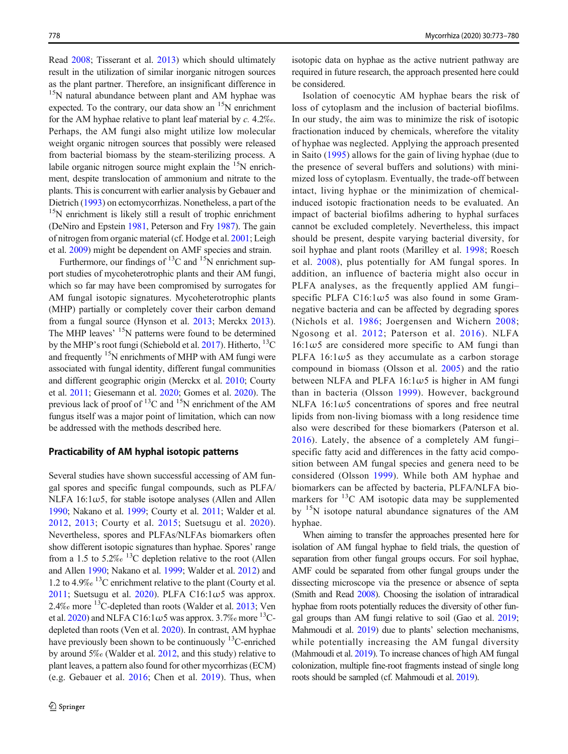Read 2008; Tisserant et al. 2013) which should ultimately result in the utilization of similar inorganic nitrogen sources as the plant partner. Therefore, an insignificant difference in $^{15}$N natural abundance between plant and AM hyphae was expected. To the contrary, our data show an $^{15}$N enrichment for the AM hyphae relative to plant leaf material by *c.* 4.2‰. Perhaps, the AM fungi also might utilize low molecular weight organic nitrogen sources that possibly were released from bacterial biomass by the steam-sterilizing process. A labile organic nitrogen source might explain the $^{15}$N enrichment, despite translocation of ammonium and nitrate to the plants. This is concurrent with earlier analysis by Gebauer and Dietrich (1993) on ectomycorrhizas. Nonetheless, a part of the $^{15}$N enrichment is likely still a result of trophic enrichment (DeNiro and Epstein 1981, Peterson and Fry 1987). The gain of nitrogen from organic material (cf. Hodge et al. 2001; Leigh et al. 2009) might be dependent on AMF species and strain.

Furthermore, our findings of $^{13}$C and $^{15}$N enrichment support studies of mycoheterotrophic plants and their AM fungi, which so far may have been compromised by surrogates for AM fungal isotopic signatures. Mycoheterotrophic plants (MHP) partially or completely cover their carbon demand from a fungal source (Hynson et al. 2013; Merckx 2013). The MHP leaves' $^{15}$N patterns were found to be determined by the MHP's root fungi (Schiebold et al. 2017). Hitherto, $^{13}$C and frequently $^{15}$N enrichments of MHP with AM fungi were associated with fungal identity, different fungal communities and different geographic origin (Merckx et al. 2010; Courty et al. 2011; Giesemann et al. 2020; Gomes et al. 2020). The previous lack of proof of $^{13}$C and $^{15}$N enrichment of the AM fungus itself was a major point of limitation, which can now be addressed with the methods described here.

## Practicability of AM hyphal isotopic patterns

Several studies have shown successful accessing of AM fungal spores and specific fungal compounds, such as PLFA/NLFA 16:1ω5, for stable isotope analyses (Allen and Allen 1990; Nakano et al. 1999; Courty et al. 2011; Walder et al. 2012, 2013; Courty et al. 2015; Suetsugu et al. 2020). Nevertheless, spores and PLFAs/NLFAs biomarkers often show different isotopic signatures than hyphae. Spores' range from a 1.5 to 5.2‰ $^{13}$C depletion relative to the root (Allen and Allen 1990; Nakano et al. 1999; Walder et al. 2012) and 1.2 to 4.9‰ $^{13}$C enrichment relative to the plant (Courty et al. 2011; Suetsugu et al. 2020). PLFA C16:1ω5 was approx. 2.4‰ more $^{13}$C-depleted than roots (Walder et al. 2013; Ven et al. 2020) and NLFA C16:1ω5 was approx. 3.7‰ more $^{13}$C-depleted than roots (Ven et al. 2020). In contrast, AM hyphae have previously been shown to be continuously $^{13}$C-enriched by around 5‰ (Walder et al. 2012, and this study) relative to plant leaves, a pattern also found for other mycorrhizas (ECM) (e.g. Gebauer et al. 2016; Chen et al. 2019). Thus, when isotopic data on hyphae as the active nutrient pathway are required in future research, the approach presented here could be considered.

Isolation of coenocytic AM hyphae bears the risk of loss of cytoplasm and the inclusion of bacterial biofilms. In our study, the aim was to minimize the risk of isotopic fractionation induced by chemicals, wherefore the vitality of hyphae was neglected. Applying the approach presented in Saito (1995) allows for the gain of living hyphae (due to the presence of several buffers and solutions) with minimized loss of cytoplasm. Eventually, the trade-off between intact, living hyphae or the minimization of chemical-induced isotopic fractionation needs to be evaluated. An impact of bacterial biofilms adhering to hyphal surfaces cannot be excluded completely. Nevertheless, this impact should be present, despite varying bacterial diversity, for soil hyphae and plant roots (Marilley et al. 1998; Roesch et al. 2008), plus potentially for AM fungal spores. In addition, an influence of bacteria might also occur in PLFA analyses, as the frequently applied AM fungi–specific PLFA C16:1ω5 was also found in some Gram-negative bacteria and can be affected by degrading spores (Nichols et al. 1986; Joergensen and Wichern 2008; Ngosong et al. 2012; Paterson et al. 2016). NLFA 16:1ω5 are considered more specific to AM fungi than PLFA 16:1ω5 as they accumulate as a carbon storage compound in biomass (Olsson et al. 2005) and the ratio between NLFA and PLFA 16:1ω5 is higher in AM fungi than in bacteria (Olsson 1999). However, background NLFA 16:1ω5 concentrations of spores and free neutral lipids from non-living biomass with a long residence time also were described for these biomarkers (Paterson et al. 2016). Lately, the absence of a completely AM fungi–specific fatty acid and differences in the fatty acid composition between AM fungal species and genera need to be considered (Olsson 1999). While both AM hyphae and biomarkers can be affected by bacteria, PLFA/NLFA biomarkers for $^{13}$C AM isotopic data may be supplemented by $^{15}$N isotope natural abundance signatures of the AM hyphae.

When aiming to transfer the approaches presented here for isolation of AM fungal hyphae to field trials, the question of separation from other fungal groups occurs. For soil hyphae, AMF could be separated from other fungal groups under the dissecting microscope via the presence or absence of septa (Smith and Read 2008). Choosing the isolation of intraradical hyphae from roots potentially reduces the diversity of other fungal groups than AM fungi relative to soil (Gao et al. 2019; Mahmoudi et al. 2019) due to plants' selection mechanisms, while potentially increasing the AM fungal diversity (Mahmoudi et al. 2019). To increase chances of high AM fungal colonization, multiple fine-root fragments instead of single long roots should be sampled (cf. Mahmoudi et al. 2019).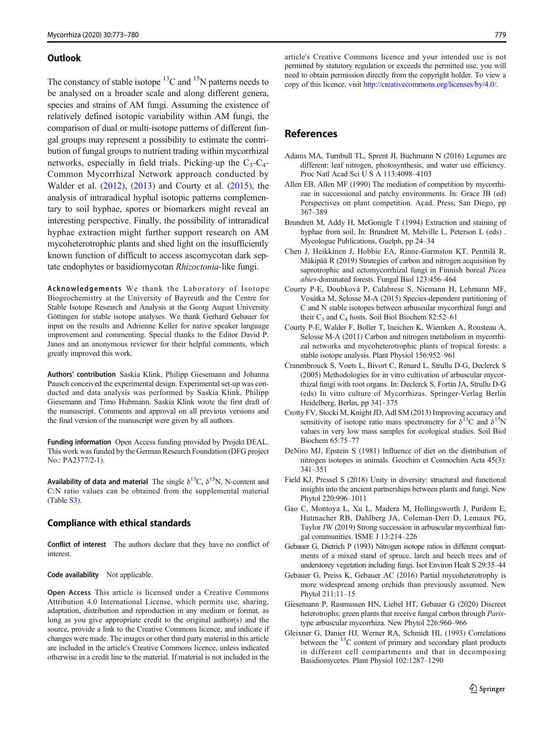## Outlook

The constancy of stable isotope $^{13}C$ and $^{15}N$ patterns needs to be analysed on a broader scale and along different genera, species and strains of AM fungi. Assuming the existence of relatively defined isotopic variability within AM fungi, the comparison of dual or multi-isotope patterns of different fungal groups may represent a possibility to estimate the contribution of fungal groups to nutrient trading within mycorrhizal networks, especially in field trials. Picking-up the $C_3$-$C_4$-Common Mycorrhizal Network approach conducted by Walder et al. (2012), (2013) and Courty et al. (2015), the analysis of intraradical hyphal isotopic patterns complementary to soil hyphae, spores or biomarkers might reveal an interesting perspective. Finally, the possibility of intraradical hyphae extraction might further support research on AM mycoheterotrophic plants and shed light on the insufficiently known function of difficult to access ascomycotan dark septate endophytes or basidiomycotan *Rhizoctonia*-like fungi.

**Acknowledgements** We thank the Laboratory of Isotope Biogeochemistry at the University of Bayreuth and the Centre for Stable Isotope Research and Analysis at the Georg August University Göttingen for stable isotope analyses. We thank Gerhard Gebauer for input on the results and Adrienne Keller for native speaker language improvement and commenting. Special thanks to the Editor David P. Janos and an anonymous reviewer for their helpful comments, which greatly improved this work.

**Authors' contribution** Saskia Klink, Philipp Giesemann and Johanna Pausch conceived the experimental design. Experimental set-up was conducted and data analysis was performed by Saskia Klink, Philipp Giesemann and Timo Hubmann. Saskia Klink wrote the first draft of the manuscript. Comments and approval on all previous versions and the final version of the manuscript were given by all authors.

**Funding information** Open Access funding provided by Projekt DEAL. This work was funded by the German Research Foundation (DFG project No.: PA2377/2-1).

**Availability of data and material** The single $\delta^{13}C$, $\delta^{15}N$, N-content and C:N ratio values can be obtained from the supplemental material (Table S3).

## Compliance with ethical standards

**Conflict of interest** The authors declare that they have no conflict of interest.

**Code availability** Not applicable.

**Open Access** This article is licensed under a Creative Commons Attribution 4.0 International License, which permits use, sharing, adaptation, distribution and reproduction in any medium or format, as long as you give appropriate credit to the original author(s) and the source, provide a link to the Creative Commons licence, and indicate if changes were made. The images or other third party material in this article are included in the article's Creative Commons licence, unless indicated otherwise in a credit line to the material. If material is not included in the article's Creative Commons licence and your intended use is not permitted by statutory regulation or exceeds the permitted use, you will need to obtain permission directly from the copyright holder. To view a copy of this licence, visit http://creativecommons.org/licenses/by/4.0/.

## References

Adams MA, Turnbull TL, Sprent JI, Buchmann N (2016) Legumes are different: leaf nitrogen, photosynthesis, and water use efficiency. Proc Natl Acad Sci U S A 113:4098–4103

Allen EB, Allen MF (1990) The mediation of competition by mycorrhizae in successional and patchy environments. In: Grace JB (ed) Perspectives on plant competition. Acad. Press, San Diego, pp 367–389

Brundrett M, Addy H, McGonigle T (1994) Extraction and staining of hyphae from soil. In: Brundrett M, Melville L, Peterson L (eds) . Mycologue Publications, Guelph, pp 24–34

Chen J, Heikkinen J, Hobbie EA, Rinne-Garmston KT, Penttilä R, Mäkipää R (2019) Strategies of carbon and nitrogen acquisition by saprotrophic and ectomycorrhizal fungi in Finnish boreal *Picea abies*-dominated forests. Fungal Biol 123:456–464

Courty P-E, Doubková P, Calabrese S, Niemann H, Lehmann MF, Vosátka M, Selosse M-A (2015) Species-dependent partitioning of C and N stable isotopes between arbuscular mycorrhizal fungi and their $C_3$ and $C_4$ hosts. Soil Biol Biochem 82:52–61

Courty P-E, Walder F, Boller T, Ineichen K, Wiemken A, Rousteau A, Selosse M-A (2011) Carbon and nitrogen metabolism in mycorrhizal networks and mycoheterotrophic plants of tropical forests: a stable isotope analysis. Plant Physiol 156:952–961

Cranenbrouck S, Voets L, Bivort C, Renard L, Strullu D-G, Declerck S (2005) Methodologies for in vitro cultivation of arbuscular mycorrhizal fungi with root organs. In: Declerck S, Fortin JA, Strullu D-G (eds) In vitro culture of Mycorrhizas. Springer-Verlag Berlin Heidelberg, Berlin, pp 341–375

Crotty FV, Stocki M, Knight JD, Adl SM (2013) Improving accuracy and sensitivity of isotope ratio mass spectrometry for $\delta^{13}C$ and $\delta^{15}N$ values in very low mass samples for ecological studies. Soil Biol Biochem 65:75–77

DeNiro MJ, Epstein S (1981) Influence of diet on the distribution of nitrogen isotopes in animals. Geochim et Cosmochim Acta 45(3): 341–351

Field KJ, Pressel S (2018) Unity in diversity: structural and functional insights into the ancient partnerships between plants and fungi. New Phytol 220:996–1011

Gao C, Montoya L, Xu L, Madera M, Hollingsworth J, Purdom E, Hutmacher RB, Dahlberg JA, Coleman-Derr D, Lemaux PG, Taylor JW (2019) Strong succession in arbuscular mycorrhizal fungal communities. ISME J 13:214–226

Gebauer G, Dietrich P (1993) Nitrogen isotope ratios in different compartments of a mixed stand of spruce, larch and beech trees and of understorey vegetation including fungi. Isot Environ Healt S 29:35–44

Gebauer G, Preiss K, Gebauer AC (2016) Partial mycoheterotrophy is more widespread among orchids than previously assumed. New Phytol 211:11–15

Giesemann P, Rasmussen HN, Liebel HT, Gebauer G (2020) Discreet heterotrophs: green plants that receive fungal carbon through *Paris*-type arbuscular mycorrhiza. New Phytol 226:960–966

Gleixner G, Danier HJ, Werner RA, Schmidt HL (1993) Correlations between the $^{13}C$ content of primary and secondary plant products in different cell compartments and that in decomposing Basidiomycetes. Plant Physiol 102:1287–1290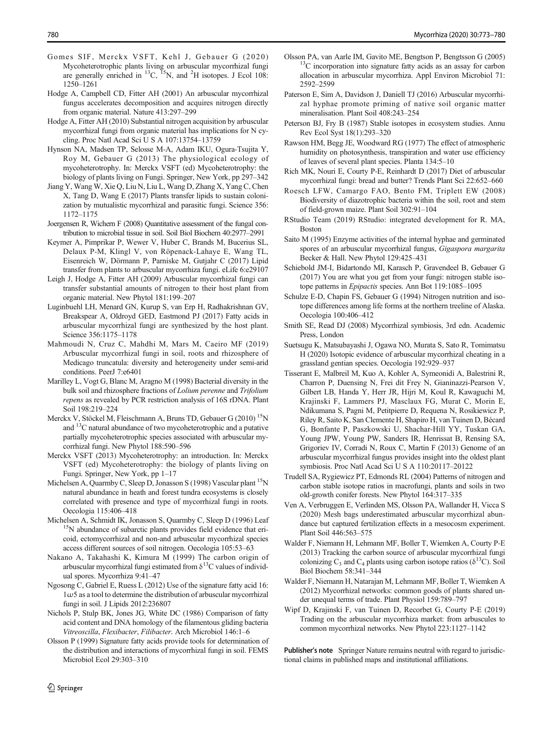Gomes SIF, Merckx VSFT, Kehl J, Gebauer G (2020) Mycoheterotrophic plants living on arbuscular mycorrhizal fungi are generally enriched in $^{13}C$, $^{15}N$, and $^{2}H$ isotopes. J Ecol 108: 1250–1261

Hodge A, Campbell CD, Fitter AH (2001) An arbuscular mycorrhizal fungus accelerates decomposition and acquires nitrogen directly from organic material. Nature 413:297–299

Hodge A, Fitter AH (2010) Substantial nitrogen acquisition by arbuscular mycorrhizal fungi from organic material has implications for N cycling. Proc Natl Acad Sci U S A 107:13754–13759

Hynson NA, Madsen TP, Selosse M-A, Adam IKU, Ogura-Tsujita Y, Roy M, Gebauer G (2013) The physiological ecology of mycoheterotrophy. In: Merckx VSFT (ed) Mycoheterotrophy: the biology of plants living on Fungi. Springer, New York, pp 297–342

Jiang Y, Wang W, Xie Q, Liu N, Liu L, Wang D, Zhang X, Yang C, Chen X, Tang D, Wang E (2017) Plants transfer lipids to sustain colonization by mutualistic mycorrhizal and parasitic fungi. Science 356: 1172–1175

Joergensen R, Wichern F (2008) Quantitative assessment of the fungal contribution to microbial tissue in soil. Soil Biol Biochem 40:2977–2991

Keymer A, Pimprikar P, Wewer V, Huber C, Brands M, Bucerius SL, Delaux P-M, Klingl V, von Röpenack-Lahaye E, Wang TL, Eisenreich W, Dörmann P, Parniske M, Gutjahr C (2017) Lipid transfer from plants to arbuscular mycorrhiza fungi. eLife 6:e29107

Leigh J, Hodge A, Fitter AH (2009) Arbuscular mycorrhizal fungi can transfer substantial amounts of nitrogen to their host plant from organic material. New Phytol 181:199–207

Luginbuehl LH, Menard GN, Kurup S, van Erp H, Radhakrishnan GV, Breakspear A, Oldroyd GED, Eastmond PJ (2017) Fatty acids in arbuscular mycorrhizal fungi are synthesized by the host plant. Science 356:1175–1178

Mahmoudi N, Cruz C, Mahdhi M, Mars M, Caeiro MF (2019) Arbuscular mycorrhizal fungi in soil, roots and rhizosphere of Medicago truncatula: diversity and heterogeneity under semi-arid conditions. PeerJ 7:e6401

Marilley L, Vogt G, Blanc M, Aragno M (1998) Bacterial diversity in the bulk soil and rhizosphere fractions of *Lolium perenne* and *Trifolium repens* as revealed by PCR restriction analysis of 16S rDNA. Plant Soil 198:219–224

Merckx V, Stöckel M, Fleischmann A, Bruns TD, Gebauer G (2010) $^{15}N$ and $^{13}C$ natural abundance of two mycoheterotrophic and a putative partially mycoheterotrophic species associated with arbuscular mycorrhizal fungi. New Phytol 188:590–596

Merckx VSFT (2013) Mycoheterotrophy: an introduction. In: Merckx VSFT (ed) Mycoheterotrophy: the biology of plants living on Fungi. Springer, New York, pp 1–17

Michelsen A, Quarmby C, Sleep D, Jonasson S (1998) Vascular plant $^{15}N$ natural abundance in heath and forest tundra ecosystems is closely correlated with presence and type of mycorrhizal fungi in roots. Oecologia 115:406–418

Michelsen A, Schmidt IK, Jonasson S, Quarmby C, Sleep D (1996) Leaf $^{15}N$ abundance of subarctic plants provides field evidence that ericoid, ectomycorrhizal and non-and arbuscular mycorrhizal species access different sources of soil nitrogen. Oecologia 105:53–63

Nakano A, Takahashi K, Kimura M (1999) The carbon origin of arbuscular mycorrhizal fungi estimated from $\delta^{13}C$ values of individual spores. Mycorrhiza 9:41–47

Ngosong C, Gabriel E, Ruess L (2012) Use of the signature fatty acid 16: 1ω5 as a tool to determine the distribution of arbuscular mycorrhizal fungi in soil. J Lipids 2012:236807

Nichols P, Stulp BK, Jones JG, White DC (1986) Comparison of fatty acid content and DNA homology of the filamentous gliding bacteria *Vitreoscilla*, *Flexibacter*, *Filibacter*. Arch Microbiol 146:1–6

Olsson P (1999) Signature fatty acids provide tools for determination of the distribution and interactions of mycorrhizal fungi in soil. FEMS Microbiol Ecol 29:303–310

Olsson PA, van Aarle IM, Gavito ME, Bengtson P, Bengtsson G (2005) $^{13}C$ incorporation into signature fatty acids as an assay for carbon allocation in arbuscular mycorrhiza. Appl Environ Microbiol 71: 2592–2599

Paterson E, Sim A, Davidson J, Daniell TJ (2016) Arbuscular mycorrhizal hyphae promote priming of native soil organic matter mineralisation. Plant Soil 408:243–254

Peterson BJ, Fry B (1987) Stable isotopes in ecosystem studies. Annu Rev Ecol Syst 18(1):293–320

Rawson HM, Begg JE, Woodward RG (1977) The effect of atmospheric humidity on photosynthesis, transpiration and water use efficiency of leaves of several plant species. Planta 134:5–10

Rich MK, Nouri E, Courty P-E, Reinhardt D (2017) Diet of arbuscular mycorrhizal fungi: bread and butter? Trends Plant Sci 22:652–660

Roesch LFW, Camargo FAO, Bento FM, Triplett EW (2008) Biodiversity of diazotrophic bacteria within the soil, root and stem of field-grown maize. Plant Soil 302:91–104

RStudio Team (2019) RStudio: integrated development for R. MA, Boston

Saito M (1995) Enzyme activities of the internal hyphae and germinated spores of an arbuscular mycorrhizal fungus, *Gigaspora margarita* Becker & Hall. New Phytol 129:425–431

Schiebold JM-I, Bidartondo MI, Karasch P, Gravendeel B, Gebauer G (2017) You are what you get from your fungi: nitrogen stable isotope patterns in *Epipactis* species. Ann Bot 119:1085–1095

Schulze E-D, Chapin FS, Gebauer G (1994) Nitrogen nutrition and isotope differences among life forms at the northern treeline of Alaska. Oecologia 100:406–412

Smith SE, Read DJ (2008) Mycorrhizal symbiosis, 3rd edn. Academic Press, London

Suetsugu K, Matsubayashi J, Ogawa NO, Murata S, Sato R, Tomimatsu H (2020) Isotopic evidence of arbuscular mycorrhizal cheating in a grassland gentian species. Oecologia 192:929–937

Tisserant E, Malbreil M, Kuo A, Kohler A, Symeonidi A, Balestrini R, Charron P, Duensing N, Frei dit Frey N, Gianinazzi-Pearson V, Gilbert LB, Handa Y, Herr JR, Hijri M, Koul R, Kawaguchi M, Krajinski F, Lammers PJ, Masclaux FG, Murat C, Morin E, Ndikumana S, Pagni M, Petitpierre D, Requena N, Rosikiewicz P, Riley R, Saito K, San Clemente H, Shapiro H, van Tuinen D, Bécard G, Bonfante P, Paszkowski U, Shachar-Hill YY, Tuskan GA, Young JPW, Young PW, Sanders IR, Henrissat B, Rensing SA, Grigoriev IV, Corradi N, Roux C, Martin F (2013) Genome of an arbuscular mycorrhizal fungus provides insight into the oldest plant symbiosis. Proc Natl Acad Sci U S A 110:20117–20122

Trudell SA, Rygiewicz PT, Edmonds RL (2004) Patterns of nitrogen and carbon stable isotope ratios in macrofungi, plants and soils in two old-growth conifer forests. New Phytol 164:317–335

Ven A, Verbruggen E, Verlinden MS, Olsson PA, Wallander H, Vicca S (2020) Mesh bags underestimated arbuscular mycorrhizal abundance but captured fertilization effects in a mesocosm experiment. Plant Soil 446:563–575

Walder F, Niemann H, Lehmann MF, Boller T, Wiemken A, Courty P-E (2013) Tracking the carbon source of arbuscular mycorrhizal fungi colonizing $C_3$ and $C_4$ plants using carbon isotope ratios ($\delta^{13}C$). Soil Biol Biochem 58:341–344

Walder F, Niemann H, Natarajan M, Lehmann MF, Boller T, Wiemken A (2012) Mycorrhizal networks: common goods of plants shared under unequal terms of trade. Plant Physiol 159:789–797

Wipf D, Krajinski F, van Tuinen D, Recorbet G, Courty P-E (2019) Trading on the arbuscular mycorrhiza market: from arbuscules to common mycorrhizal networks. New Phytol 223:1127–1142

**Publisher's note** Springer Nature remains neutral with regard to jurisdictional claims in published maps and institutional affiliations.